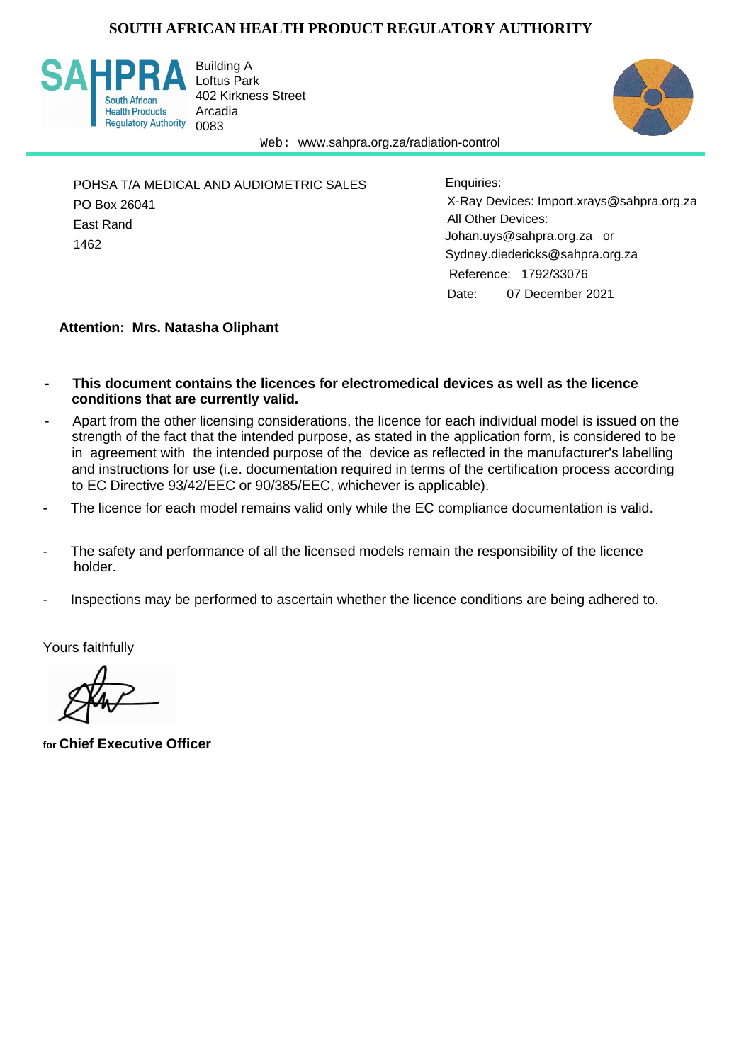# SOUTH AFRICAN HEALTH PRODUCT REGULATORY AUTHORITY

SAHPRA
South African
Health Products
Regulatory Authority

Building A
Loftus Park
402 Kirkness Street
Arcadia
0083

Web: www.sahpra.org.za/radiation-control

POHSA T/A MEDICAL AND AUDIOMETRIC SALES
PO Box 26041
East Rand
1462

Enquiries:
X-Ray Devices: Import.xrays@sahpra.org.za
All Other Devices:
Johan.uys@sahpra.org.za or
Sydney.diedericks@sahpra.org.za
Reference: 1792/33076
Date: 07 December 2021

**Attention: Mrs. Natasha Oliphant**

- **This document contains the licences for electromedical devices as well as the licence conditions that are currently valid.**
- Apart from the other licensing considerations, the licence for each individual model is issued on the strength of the fact that the intended purpose, as stated in the application form, is considered to be in agreement with the intended purpose of the device as reflected in the manufacturer's labelling and instructions for use (i.e. documentation required in terms of the certification process according to EC Directive 93/42/EEC or 90/385/EEC, whichever is applicable).
- The licence for each model remains valid only while the EC compliance documentation is valid.
- The safety and performance of all the licensed models remain the responsibility of the licence holder.
- Inspections may be performed to ascertain whether the licence conditions are being adhered to.

Yours faithfully

for **Chief Executive Officer**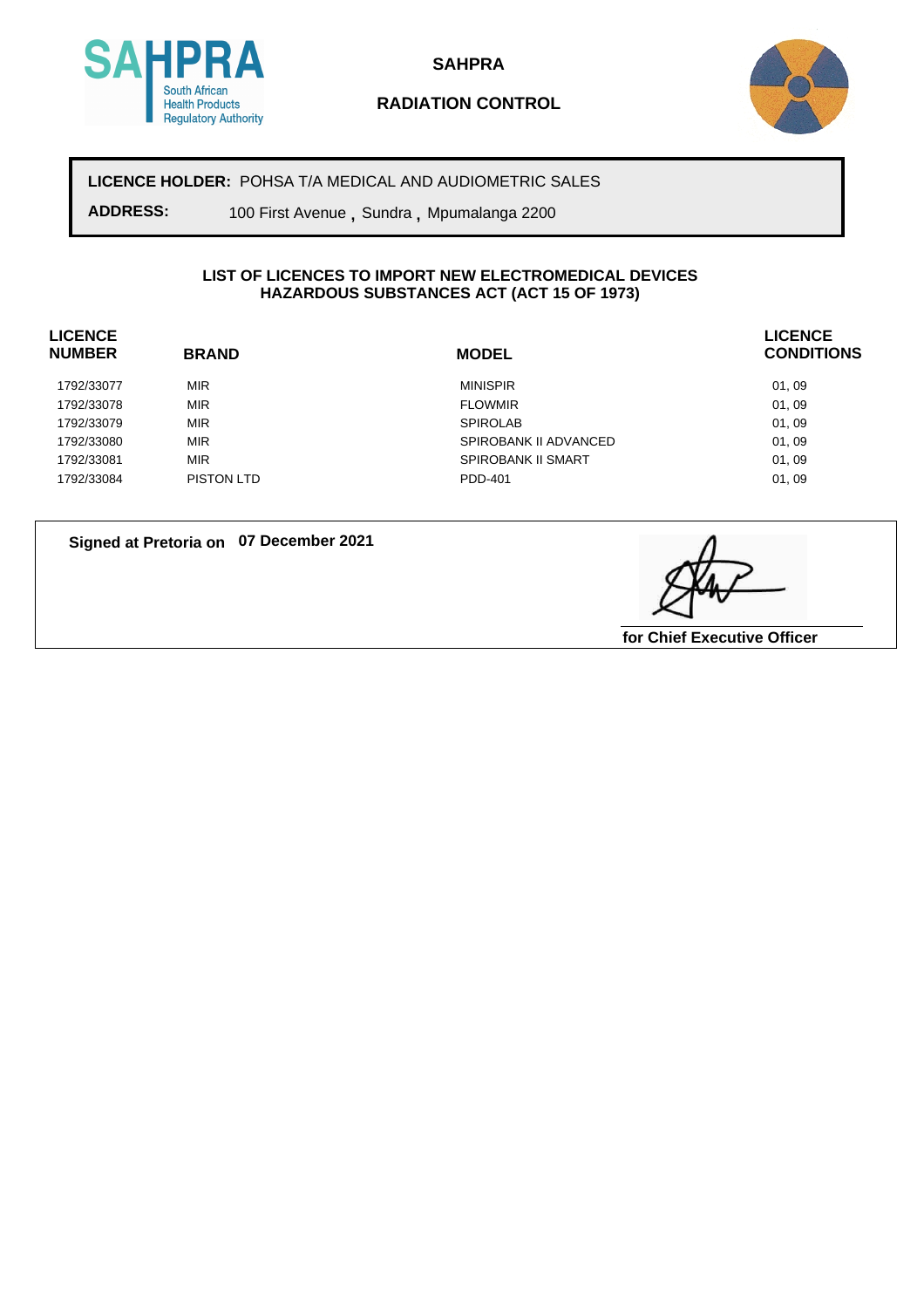SAHPRA

RADIATION CONTROL

**LICENCE HOLDER:** POHSA T/A MEDICAL AND AUDIOMETRIC SALES

**ADDRESS:** 100 First Avenue , Sundra , Mpumalanga 2200

**LIST OF LICENCES TO IMPORT NEW ELECTROMEDICAL DEVICES**
**HAZARDOUS SUBSTANCES ACT (ACT 15 OF 1973)**

| LICENCE NUMBER | BRAND | MODEL | LICENCE CONDITIONS |
|---|---|---|---|
| 1792/33077 | MIR | MINISPIR | 01, 09 |
| 1792/33078 | MIR | FLOWMIR | 01, 09 |
| 1792/33079 | MIR | SPIROLAB | 01, 09 |
| 1792/33080 | MIR | SPIROBANK II ADVANCED | 01, 09 |
| 1792/33081 | MIR | SPIROBANK II SMART | 01, 09 |
| 1792/33084 | PISTON LTD | PDD-401 | 01, 09 |

**Signed at Pretoria on** **07 December 2021**

**for Chief Executive Officer**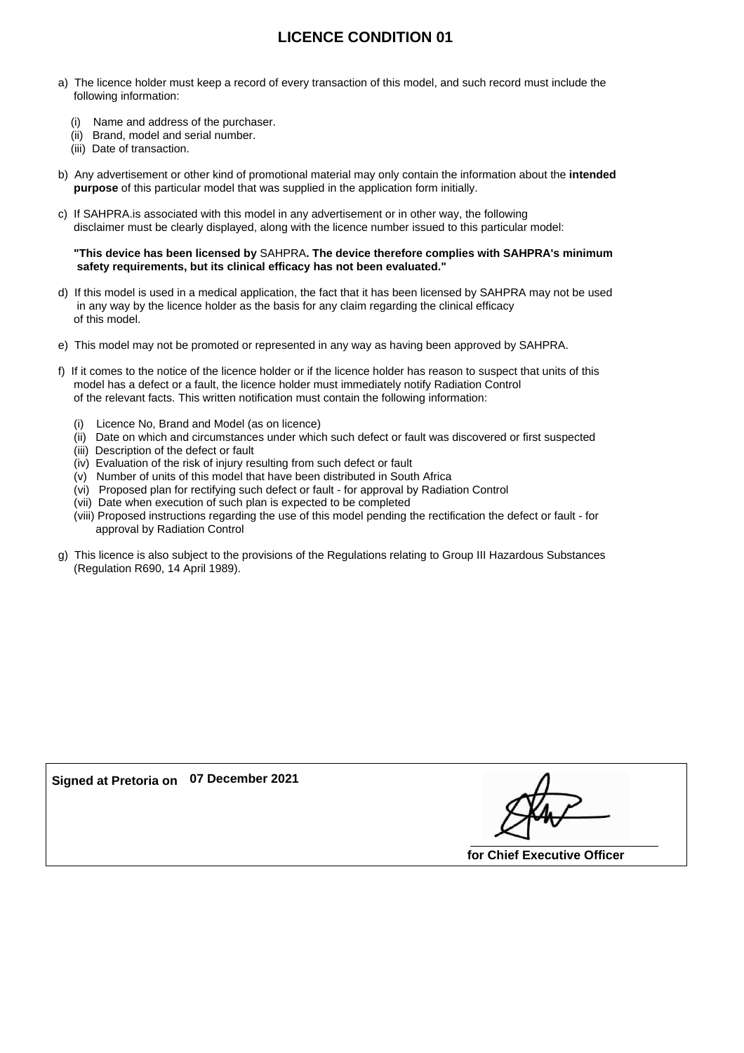# LICENCE CONDITION 01

a) The licence holder must keep a record of every transaction of this model, and such record must include the following information:

   (i) Name and address of the purchaser.
   (ii) Brand, model and serial number.
   (iii) Date of transaction.

b) Any advertisement or other kind of promotional material may only contain the information about the **intended purpose** of this particular model that was supplied in the application form initially.

c) If SAHPRA.is associated with this model in any advertisement or in other way, the following disclaimer must be clearly displayed, along with the licence number issued to this particular model:

   **"This device has been licensed by** SAHPRA**. The device therefore complies with SAHPRA's minimum safety requirements, but its clinical efficacy has not been evaluated."**

d) If this model is used in a medical application, the fact that it has been licensed by SAHPRA may not be used in any way by the licence holder as the basis for any claim regarding the clinical efficacy of this model.

e) This model may not be promoted or represented in any way as having been approved by SAHPRA.

f) If it comes to the notice of the licence holder or if the licence holder has reason to suspect that units of this model has a defect or a fault, the licence holder must immediately notify Radiation Control of the relevant facts. This written notification must contain the following information:

   (i) Licence No, Brand and Model (as on licence)
   (ii) Date on which and circumstances under which such defect or fault was discovered or first suspected
   (iii) Description of the defect or fault
   (iv) Evaluation of the risk of injury resulting from such defect or fault
   (v) Number of units of this model that have been distributed in South Africa
   (vi) Proposed plan for rectifying such defect or fault - for approval by Radiation Control
   (vii) Date when execution of such plan is expected to be completed
   (viii) Proposed instructions regarding the use of this model pending the rectification the defect or fault - for approval by Radiation Control

g) This licence is also subject to the provisions of the Regulations relating to Group III Hazardous Substances (Regulation R690, 14 April 1989).

**Signed at Pretoria on** **07 December 2021**

**for Chief Executive Officer**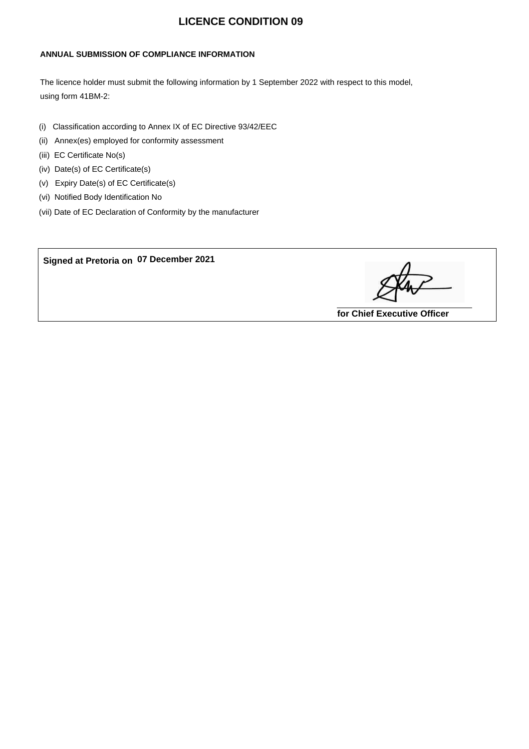# LICENCE CONDITION 09

**ANNUAL SUBMISSION OF COMPLIANCE INFORMATION**

The licence holder must submit the following information by 1 September 2022 with respect to this model, using form 41BM-2:

(i) Classification according to Annex IX of EC Directive 93/42/EEC
(ii) Annex(es) employed for conformity assessment
(iii) EC Certificate No(s)
(iv) Date(s) of EC Certificate(s)
(v) Expiry Date(s) of EC Certificate(s)
(vi) Notified Body Identification No
(vii) Date of EC Declaration of Conformity by the manufacturer

**Signed at Pretoria on 07 December 2021**

**for Chief Executive Officer**